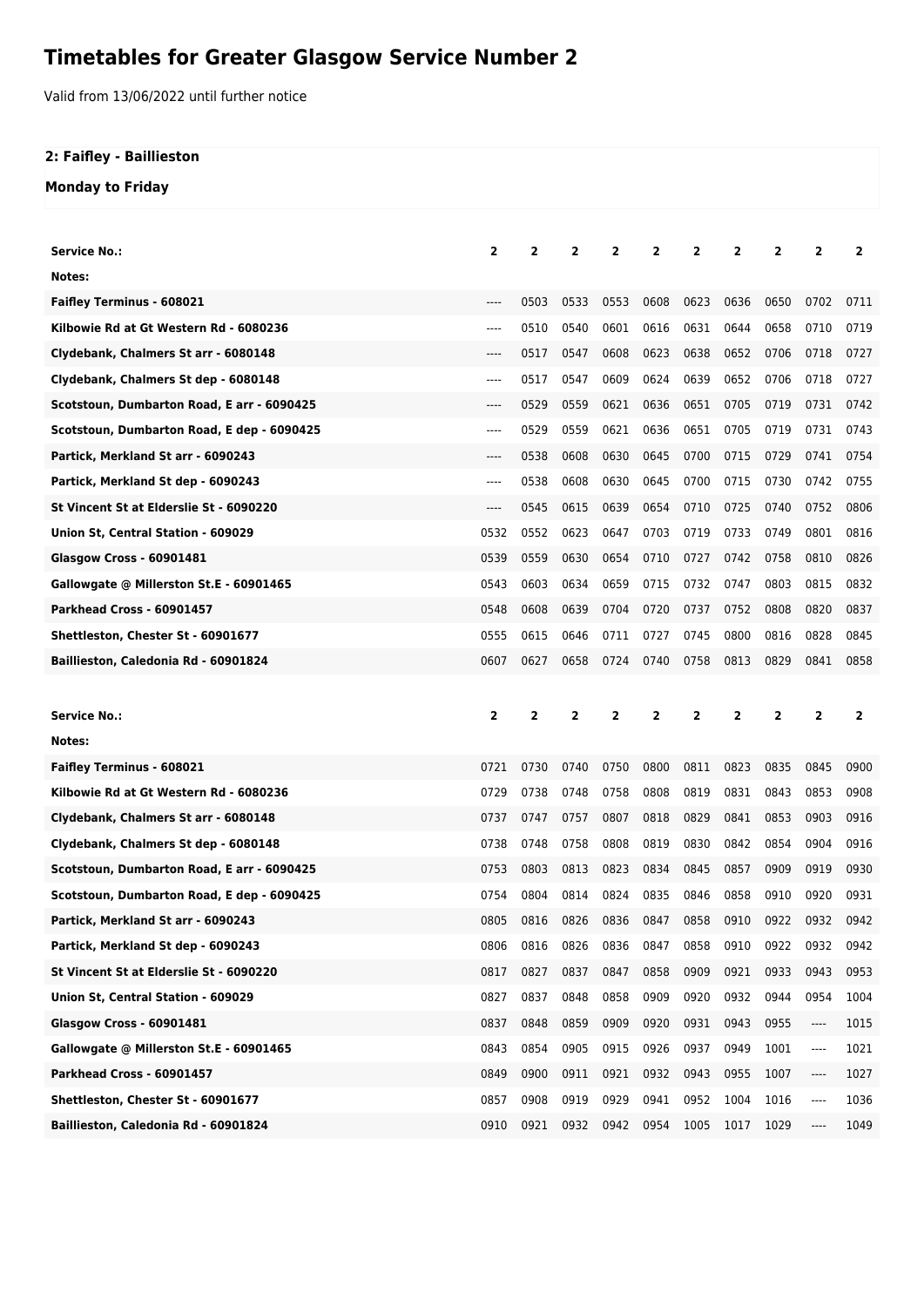# Timetables for Greater Glasgow Service Number 2

Valid from 13/06/2022 until further notice

**2: Faifley - Baillieston**

**Monday to Friday**

| Service No.: | 2 | 2 | 2 | 2 | 2 | 2 | 2 | 2 | 2 | 2 |
|---|---|---|---|---|---|---|---|---|---|---|
| Notes: | | | | | | | | | | |
| Faifley Terminus - 608021 | ---- | 0503 | 0533 | 0553 | 0608 | 0623 | 0636 | 0650 | 0702 | 0711 |
| Kilbowie Rd at Gt Western Rd - 6080236 | ---- | 0510 | 0540 | 0601 | 0616 | 0631 | 0644 | 0658 | 0710 | 0719 |
| Clydebank, Chalmers St arr - 6080148 | ---- | 0517 | 0547 | 0608 | 0623 | 0638 | 0652 | 0706 | 0718 | 0727 |
| Clydebank, Chalmers St dep - 6080148 | ---- | 0517 | 0547 | 0609 | 0624 | 0639 | 0652 | 0706 | 0718 | 0727 |
| Scotstoun, Dumbarton Road, E arr - 6090425 | ---- | 0529 | 0559 | 0621 | 0636 | 0651 | 0705 | 0719 | 0731 | 0742 |
| Scotstoun, Dumbarton Road, E dep - 6090425 | ---- | 0529 | 0559 | 0621 | 0636 | 0651 | 0705 | 0719 | 0731 | 0743 |
| Partick, Merkland St arr - 6090243 | ---- | 0538 | 0608 | 0630 | 0645 | 0700 | 0715 | 0729 | 0741 | 0754 |
| Partick, Merkland St dep - 6090243 | ---- | 0538 | 0608 | 0630 | 0645 | 0700 | 0715 | 0730 | 0742 | 0755 |
| St Vincent St at Elderslie St - 6090220 | ---- | 0545 | 0615 | 0639 | 0654 | 0710 | 0725 | 0740 | 0752 | 0806 |
| Union St, Central Station - 609029 | 0532 | 0552 | 0623 | 0647 | 0703 | 0719 | 0733 | 0749 | 0801 | 0816 |
| Glasgow Cross - 60901481 | 0539 | 0559 | 0630 | 0654 | 0710 | 0727 | 0742 | 0758 | 0810 | 0826 |
| Gallowgate @ Millerston St.E - 60901465 | 0543 | 0603 | 0634 | 0659 | 0715 | 0732 | 0747 | 0803 | 0815 | 0832 |
| Parkhead Cross - 60901457 | 0548 | 0608 | 0639 | 0704 | 0720 | 0737 | 0752 | 0808 | 0820 | 0837 |
| Shettleston, Chester St - 60901677 | 0555 | 0615 | 0646 | 0711 | 0727 | 0745 | 0800 | 0816 | 0828 | 0845 |
| Baillieston, Caledonia Rd - 60901824 | 0607 | 0627 | 0658 | 0724 | 0740 | 0758 | 0813 | 0829 | 0841 | 0858 |

| Service No.: | 2 | 2 | 2 | 2 | 2 | 2 | 2 | 2 | 2 | 2 |
|---|---|---|---|---|---|---|---|---|---|---|
| Notes: | | | | | | | | | | |
| Faifley Terminus - 608021 | 0721 | 0730 | 0740 | 0750 | 0800 | 0811 | 0823 | 0835 | 0845 | 0900 |
| Kilbowie Rd at Gt Western Rd - 6080236 | 0729 | 0738 | 0748 | 0758 | 0808 | 0819 | 0831 | 0843 | 0853 | 0908 |
| Clydebank, Chalmers St arr - 6080148 | 0737 | 0747 | 0757 | 0807 | 0818 | 0829 | 0841 | 0853 | 0903 | 0916 |
| Clydebank, Chalmers St dep - 6080148 | 0738 | 0748 | 0758 | 0808 | 0819 | 0830 | 0842 | 0854 | 0904 | 0916 |
| Scotstoun, Dumbarton Road, E arr - 6090425 | 0753 | 0803 | 0813 | 0823 | 0834 | 0845 | 0857 | 0909 | 0919 | 0930 |
| Scotstoun, Dumbarton Road, E dep - 6090425 | 0754 | 0804 | 0814 | 0824 | 0835 | 0846 | 0858 | 0910 | 0920 | 0931 |
| Partick, Merkland St arr - 6090243 | 0805 | 0816 | 0826 | 0836 | 0847 | 0858 | 0910 | 0922 | 0932 | 0942 |
| Partick, Merkland St dep - 6090243 | 0806 | 0816 | 0826 | 0836 | 0847 | 0858 | 0910 | 0922 | 0932 | 0942 |
| St Vincent St at Elderslie St - 6090220 | 0817 | 0827 | 0837 | 0847 | 0858 | 0909 | 0921 | 0933 | 0943 | 0953 |
| Union St, Central Station - 609029 | 0827 | 0837 | 0848 | 0858 | 0909 | 0920 | 0932 | 0944 | 0954 | 1004 |
| Glasgow Cross - 60901481 | 0837 | 0848 | 0859 | 0909 | 0920 | 0931 | 0943 | 0955 | ---- | 1015 |
| Gallowgate @ Millerston St.E - 60901465 | 0843 | 0854 | 0905 | 0915 | 0926 | 0937 | 0949 | 1001 | ---- | 1021 |
| Parkhead Cross - 60901457 | 0849 | 0900 | 0911 | 0921 | 0932 | 0943 | 0955 | 1007 | ---- | 1027 |
| Shettleston, Chester St - 60901677 | 0857 | 0908 | 0919 | 0929 | 0941 | 0952 | 1004 | 1016 | ---- | 1036 |
| Baillieston, Caledonia Rd - 60901824 | 0910 | 0921 | 0932 | 0942 | 0954 | 1005 | 1017 | 1029 | ---- | 1049 |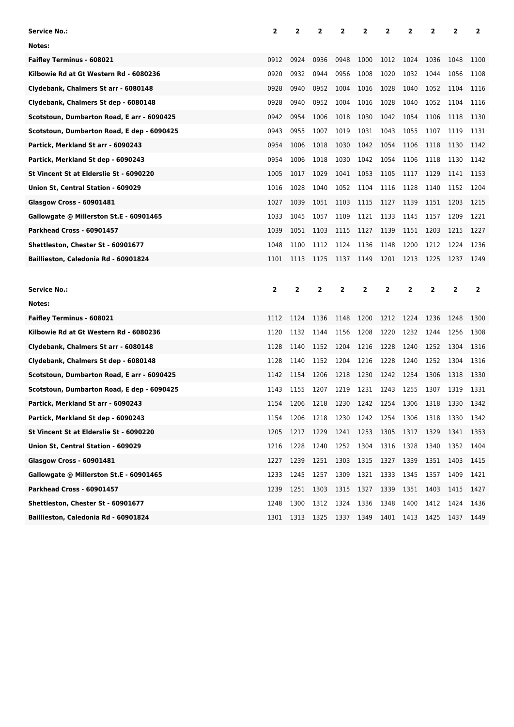| Service No.: | 2 | 2 | 2 | 2 | 2 | 2 | 2 | 2 | 2 | 2 |
|---|---|---|---|---|---|---|---|---|---|---|
| Notes: | | | | | | | | | | |
| Faifley Terminus - 608021 | 0912 | 0924 | 0936 | 0948 | 1000 | 1012 | 1024 | 1036 | 1048 | 1100 |
| Kilbowie Rd at Gt Western Rd - 6080236 | 0920 | 0932 | 0944 | 0956 | 1008 | 1020 | 1032 | 1044 | 1056 | 1108 |
| Clydebank, Chalmers St arr - 6080148 | 0928 | 0940 | 0952 | 1004 | 1016 | 1028 | 1040 | 1052 | 1104 | 1116 |
| Clydebank, Chalmers St dep - 6080148 | 0928 | 0940 | 0952 | 1004 | 1016 | 1028 | 1040 | 1052 | 1104 | 1116 |
| Scotstoun, Dumbarton Road, E arr - 6090425 | 0942 | 0954 | 1006 | 1018 | 1030 | 1042 | 1054 | 1106 | 1118 | 1130 |
| Scotstoun, Dumbarton Road, E dep - 6090425 | 0943 | 0955 | 1007 | 1019 | 1031 | 1043 | 1055 | 1107 | 1119 | 1131 |
| Partick, Merkland St arr - 6090243 | 0954 | 1006 | 1018 | 1030 | 1042 | 1054 | 1106 | 1118 | 1130 | 1142 |
| Partick, Merkland St dep - 6090243 | 0954 | 1006 | 1018 | 1030 | 1042 | 1054 | 1106 | 1118 | 1130 | 1142 |
| St Vincent St at Elderslie St - 6090220 | 1005 | 1017 | 1029 | 1041 | 1053 | 1105 | 1117 | 1129 | 1141 | 1153 |
| Union St, Central Station - 609029 | 1016 | 1028 | 1040 | 1052 | 1104 | 1116 | 1128 | 1140 | 1152 | 1204 |
| Glasgow Cross - 60901481 | 1027 | 1039 | 1051 | 1103 | 1115 | 1127 | 1139 | 1151 | 1203 | 1215 |
| Gallowgate @ Millerston St.E - 60901465 | 1033 | 1045 | 1057 | 1109 | 1121 | 1133 | 1145 | 1157 | 1209 | 1221 |
| Parkhead Cross - 60901457 | 1039 | 1051 | 1103 | 1115 | 1127 | 1139 | 1151 | 1203 | 1215 | 1227 |
| Shettleston, Chester St - 60901677 | 1048 | 1100 | 1112 | 1124 | 1136 | 1148 | 1200 | 1212 | 1224 | 1236 |
| Baillieston, Caledonia Rd - 60901824 | 1101 | 1113 | 1125 | 1137 | 1149 | 1201 | 1213 | 1225 | 1237 | 1249 |

| Service No.: | 2 | 2 | 2 | 2 | 2 | 2 | 2 | 2 | 2 | 2 |
|---|---|---|---|---|---|---|---|---|---|---|
| Notes: | | | | | | | | | | |
| Faifley Terminus - 608021 | 1112 | 1124 | 1136 | 1148 | 1200 | 1212 | 1224 | 1236 | 1248 | 1300 |
| Kilbowie Rd at Gt Western Rd - 6080236 | 1120 | 1132 | 1144 | 1156 | 1208 | 1220 | 1232 | 1244 | 1256 | 1308 |
| Clydebank, Chalmers St arr - 6080148 | 1128 | 1140 | 1152 | 1204 | 1216 | 1228 | 1240 | 1252 | 1304 | 1316 |
| Clydebank, Chalmers St dep - 6080148 | 1128 | 1140 | 1152 | 1204 | 1216 | 1228 | 1240 | 1252 | 1304 | 1316 |
| Scotstoun, Dumbarton Road, E arr - 6090425 | 1142 | 1154 | 1206 | 1218 | 1230 | 1242 | 1254 | 1306 | 1318 | 1330 |
| Scotstoun, Dumbarton Road, E dep - 6090425 | 1143 | 1155 | 1207 | 1219 | 1231 | 1243 | 1255 | 1307 | 1319 | 1331 |
| Partick, Merkland St arr - 6090243 | 1154 | 1206 | 1218 | 1230 | 1242 | 1254 | 1306 | 1318 | 1330 | 1342 |
| Partick, Merkland St dep - 6090243 | 1154 | 1206 | 1218 | 1230 | 1242 | 1254 | 1306 | 1318 | 1330 | 1342 |
| St Vincent St at Elderslie St - 6090220 | 1205 | 1217 | 1229 | 1241 | 1253 | 1305 | 1317 | 1329 | 1341 | 1353 |
| Union St, Central Station - 609029 | 1216 | 1228 | 1240 | 1252 | 1304 | 1316 | 1328 | 1340 | 1352 | 1404 |
| Glasgow Cross - 60901481 | 1227 | 1239 | 1251 | 1303 | 1315 | 1327 | 1339 | 1351 | 1403 | 1415 |
| Gallowgate @ Millerston St.E - 60901465 | 1233 | 1245 | 1257 | 1309 | 1321 | 1333 | 1345 | 1357 | 1409 | 1421 |
| Parkhead Cross - 60901457 | 1239 | 1251 | 1303 | 1315 | 1327 | 1339 | 1351 | 1403 | 1415 | 1427 |
| Shettleston, Chester St - 60901677 | 1248 | 1300 | 1312 | 1324 | 1336 | 1348 | 1400 | 1412 | 1424 | 1436 |
| Baillieston, Caledonia Rd - 60901824 | 1301 | 1313 | 1325 | 1337 | 1349 | 1401 | 1413 | 1425 | 1437 | 1449 |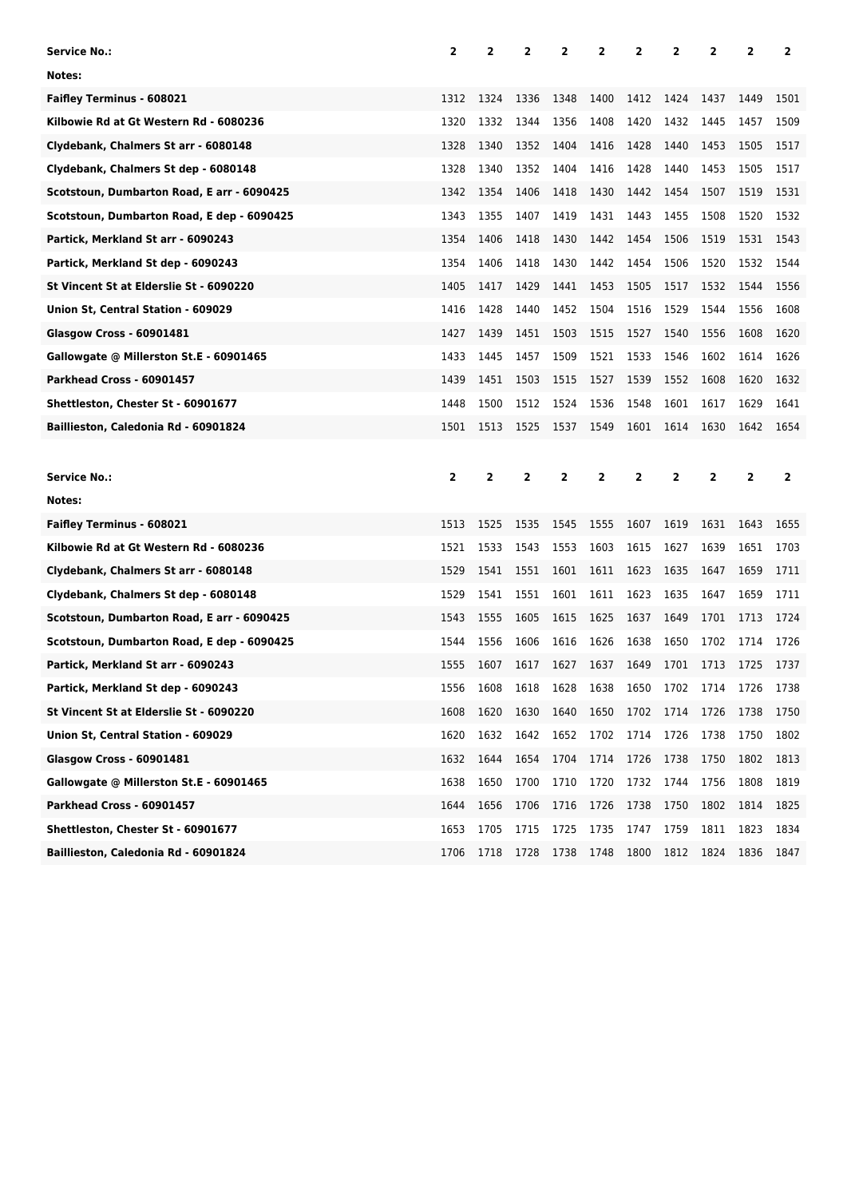| Service No.: | 2 | 2 | 2 | 2 | 2 | 2 | 2 | 2 | 2 | 2 |
|---|---|---|---|---|---|---|---|---|---|---|
| Notes: | | | | | | | | | | |
| Faifley Terminus - 608021 | 1312 | 1324 | 1336 | 1348 | 1400 | 1412 | 1424 | 1437 | 1449 | 1501 |
| Kilbowie Rd at Gt Western Rd - 6080236 | 1320 | 1332 | 1344 | 1356 | 1408 | 1420 | 1432 | 1445 | 1457 | 1509 |
| Clydebank, Chalmers St arr - 6080148 | 1328 | 1340 | 1352 | 1404 | 1416 | 1428 | 1440 | 1453 | 1505 | 1517 |
| Clydebank, Chalmers St dep - 6080148 | 1328 | 1340 | 1352 | 1404 | 1416 | 1428 | 1440 | 1453 | 1505 | 1517 |
| Scotstoun, Dumbarton Road, E arr - 6090425 | 1342 | 1354 | 1406 | 1418 | 1430 | 1442 | 1454 | 1507 | 1519 | 1531 |
| Scotstoun, Dumbarton Road, E dep - 6090425 | 1343 | 1355 | 1407 | 1419 | 1431 | 1443 | 1455 | 1508 | 1520 | 1532 |
| Partick, Merkland St arr - 6090243 | 1354 | 1406 | 1418 | 1430 | 1442 | 1454 | 1506 | 1519 | 1531 | 1543 |
| Partick, Merkland St dep - 6090243 | 1354 | 1406 | 1418 | 1430 | 1442 | 1454 | 1506 | 1520 | 1532 | 1544 |
| St Vincent St at Elderslie St - 6090220 | 1405 | 1417 | 1429 | 1441 | 1453 | 1505 | 1517 | 1532 | 1544 | 1556 |
| Union St, Central Station - 609029 | 1416 | 1428 | 1440 | 1452 | 1504 | 1516 | 1529 | 1544 | 1556 | 1608 |
| Glasgow Cross - 60901481 | 1427 | 1439 | 1451 | 1503 | 1515 | 1527 | 1540 | 1556 | 1608 | 1620 |
| Gallowgate @ Millerston St.E - 60901465 | 1433 | 1445 | 1457 | 1509 | 1521 | 1533 | 1546 | 1602 | 1614 | 1626 |
| Parkhead Cross - 60901457 | 1439 | 1451 | 1503 | 1515 | 1527 | 1539 | 1552 | 1608 | 1620 | 1632 |
| Shettleston, Chester St - 60901677 | 1448 | 1500 | 1512 | 1524 | 1536 | 1548 | 1601 | 1617 | 1629 | 1641 |
| Baillieston, Caledonia Rd - 60901824 | 1501 | 1513 | 1525 | 1537 | 1549 | 1601 | 1614 | 1630 | 1642 | 1654 |

| Service No.: | 2 | 2 | 2 | 2 | 2 | 2 | 2 | 2 | 2 | 2 |
|---|---|---|---|---|---|---|---|---|---|---|
| Notes: | | | | | | | | | | |
| Faifley Terminus - 608021 | 1513 | 1525 | 1535 | 1545 | 1555 | 1607 | 1619 | 1631 | 1643 | 1655 |
| Kilbowie Rd at Gt Western Rd - 6080236 | 1521 | 1533 | 1543 | 1553 | 1603 | 1615 | 1627 | 1639 | 1651 | 1703 |
| Clydebank, Chalmers St arr - 6080148 | 1529 | 1541 | 1551 | 1601 | 1611 | 1623 | 1635 | 1647 | 1659 | 1711 |
| Clydebank, Chalmers St dep - 6080148 | 1529 | 1541 | 1551 | 1601 | 1611 | 1623 | 1635 | 1647 | 1659 | 1711 |
| Scotstoun, Dumbarton Road, E arr - 6090425 | 1543 | 1555 | 1605 | 1615 | 1625 | 1637 | 1649 | 1701 | 1713 | 1724 |
| Scotstoun, Dumbarton Road, E dep - 6090425 | 1544 | 1556 | 1606 | 1616 | 1626 | 1638 | 1650 | 1702 | 1714 | 1726 |
| Partick, Merkland St arr - 6090243 | 1555 | 1607 | 1617 | 1627 | 1637 | 1649 | 1701 | 1713 | 1725 | 1737 |
| Partick, Merkland St dep - 6090243 | 1556 | 1608 | 1618 | 1628 | 1638 | 1650 | 1702 | 1714 | 1726 | 1738 |
| St Vincent St at Elderslie St - 6090220 | 1608 | 1620 | 1630 | 1640 | 1650 | 1702 | 1714 | 1726 | 1738 | 1750 |
| Union St, Central Station - 609029 | 1620 | 1632 | 1642 | 1652 | 1702 | 1714 | 1726 | 1738 | 1750 | 1802 |
| Glasgow Cross - 60901481 | 1632 | 1644 | 1654 | 1704 | 1714 | 1726 | 1738 | 1750 | 1802 | 1813 |
| Gallowgate @ Millerston St.E - 60901465 | 1638 | 1650 | 1700 | 1710 | 1720 | 1732 | 1744 | 1756 | 1808 | 1819 |
| Parkhead Cross - 60901457 | 1644 | 1656 | 1706 | 1716 | 1726 | 1738 | 1750 | 1802 | 1814 | 1825 |
| Shettleston, Chester St - 60901677 | 1653 | 1705 | 1715 | 1725 | 1735 | 1747 | 1759 | 1811 | 1823 | 1834 |
| Baillieston, Caledonia Rd - 60901824 | 1706 | 1718 | 1728 | 1738 | 1748 | 1800 | 1812 | 1824 | 1836 | 1847 |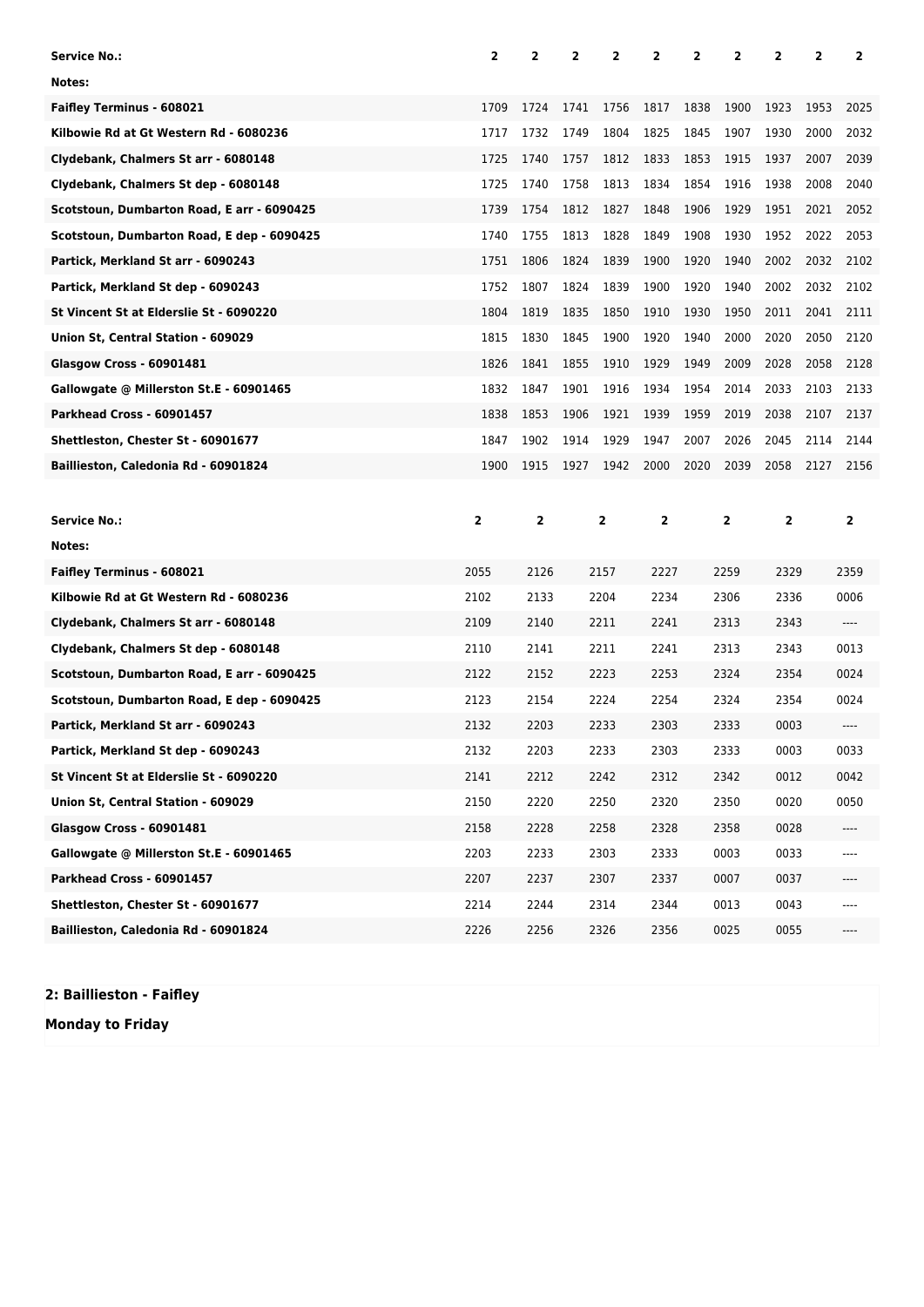| Service No.: | 2 | 2 | 2 | 2 | 2 | 2 | 2 | 2 | 2 | 2 |
|---|---|---|---|---|---|---|---|---|---|---|
| Notes: | | | | | | | | | | |
| Faifley Terminus - 608021 | 1709 | 1724 | 1741 | 1756 | 1817 | 1838 | 1900 | 1923 | 1953 | 2025 |
| Kilbowie Rd at Gt Western Rd - 6080236 | 1717 | 1732 | 1749 | 1804 | 1825 | 1845 | 1907 | 1930 | 2000 | 2032 |
| Clydebank, Chalmers St arr - 6080148 | 1725 | 1740 | 1757 | 1812 | 1833 | 1853 | 1915 | 1937 | 2007 | 2039 |
| Clydebank, Chalmers St dep - 6080148 | 1725 | 1740 | 1758 | 1813 | 1834 | 1854 | 1916 | 1938 | 2008 | 2040 |
| Scotstoun, Dumbarton Road, E arr - 6090425 | 1739 | 1754 | 1812 | 1827 | 1848 | 1906 | 1929 | 1951 | 2021 | 2052 |
| Scotstoun, Dumbarton Road, E dep - 6090425 | 1740 | 1755 | 1813 | 1828 | 1849 | 1908 | 1930 | 1952 | 2022 | 2053 |
| Partick, Merkland St arr - 6090243 | 1751 | 1806 | 1824 | 1839 | 1900 | 1920 | 1940 | 2002 | 2032 | 2102 |
| Partick, Merkland St dep - 6090243 | 1752 | 1807 | 1824 | 1839 | 1900 | 1920 | 1940 | 2002 | 2032 | 2102 |
| St Vincent St at Elderslie St - 6090220 | 1804 | 1819 | 1835 | 1850 | 1910 | 1930 | 1950 | 2011 | 2041 | 2111 |
| Union St, Central Station - 609029 | 1815 | 1830 | 1845 | 1900 | 1920 | 1940 | 2000 | 2020 | 2050 | 2120 |
| Glasgow Cross - 60901481 | 1826 | 1841 | 1855 | 1910 | 1929 | 1949 | 2009 | 2028 | 2058 | 2128 |
| Gallowgate @ Millerston St.E - 60901465 | 1832 | 1847 | 1901 | 1916 | 1934 | 1954 | 2014 | 2033 | 2103 | 2133 |
| Parkhead Cross - 60901457 | 1838 | 1853 | 1906 | 1921 | 1939 | 1959 | 2019 | 2038 | 2107 | 2137 |
| Shettleston, Chester St - 60901677 | 1847 | 1902 | 1914 | 1929 | 1947 | 2007 | 2026 | 2045 | 2114 | 2144 |
| Baillieston, Caledonia Rd - 60901824 | 1900 | 1915 | 1927 | 1942 | 2000 | 2020 | 2039 | 2058 | 2127 | 2156 |

| Service No.: | 2 | 2 | 2 | 2 | 2 | 2 | 2 |
|---|---|---|---|---|---|---|---|
| Notes: | | | | | | | |
| Faifley Terminus - 608021 | 2055 | 2126 | 2157 | 2227 | 2259 | 2329 | 2359 |
| Kilbowie Rd at Gt Western Rd - 6080236 | 2102 | 2133 | 2204 | 2234 | 2306 | 2336 | 0006 |
| Clydebank, Chalmers St arr - 6080148 | 2109 | 2140 | 2211 | 2241 | 2313 | 2343 | ---- |
| Clydebank, Chalmers St dep - 6080148 | 2110 | 2141 | 2211 | 2241 | 2313 | 2343 | 0013 |
| Scotstoun, Dumbarton Road, E arr - 6090425 | 2122 | 2152 | 2223 | 2253 | 2324 | 2354 | 0024 |
| Scotstoun, Dumbarton Road, E dep - 6090425 | 2123 | 2154 | 2224 | 2254 | 2324 | 2354 | 0024 |
| Partick, Merkland St arr - 6090243 | 2132 | 2203 | 2233 | 2303 | 2333 | 0003 | ---- |
| Partick, Merkland St dep - 6090243 | 2132 | 2203 | 2233 | 2303 | 2333 | 0003 | 0033 |
| St Vincent St at Elderslie St - 6090220 | 2141 | 2212 | 2242 | 2312 | 2342 | 0012 | 0042 |
| Union St, Central Station - 609029 | 2150 | 2220 | 2250 | 2320 | 2350 | 0020 | 0050 |
| Glasgow Cross - 60901481 | 2158 | 2228 | 2258 | 2328 | 2358 | 0028 | ---- |
| Gallowgate @ Millerston St.E - 60901465 | 2203 | 2233 | 2303 | 2333 | 0003 | 0033 | ---- |
| Parkhead Cross - 60901457 | 2207 | 2237 | 2307 | 2337 | 0007 | 0037 | ---- |
| Shettleston, Chester St - 60901677 | 2214 | 2244 | 2314 | 2344 | 0013 | 0043 | ---- |
| Baillieston, Caledonia Rd - 60901824 | 2226 | 2256 | 2326 | 2356 | 0025 | 0055 | ---- |

**2: Baillieston - Faifley**

**Monday to Friday**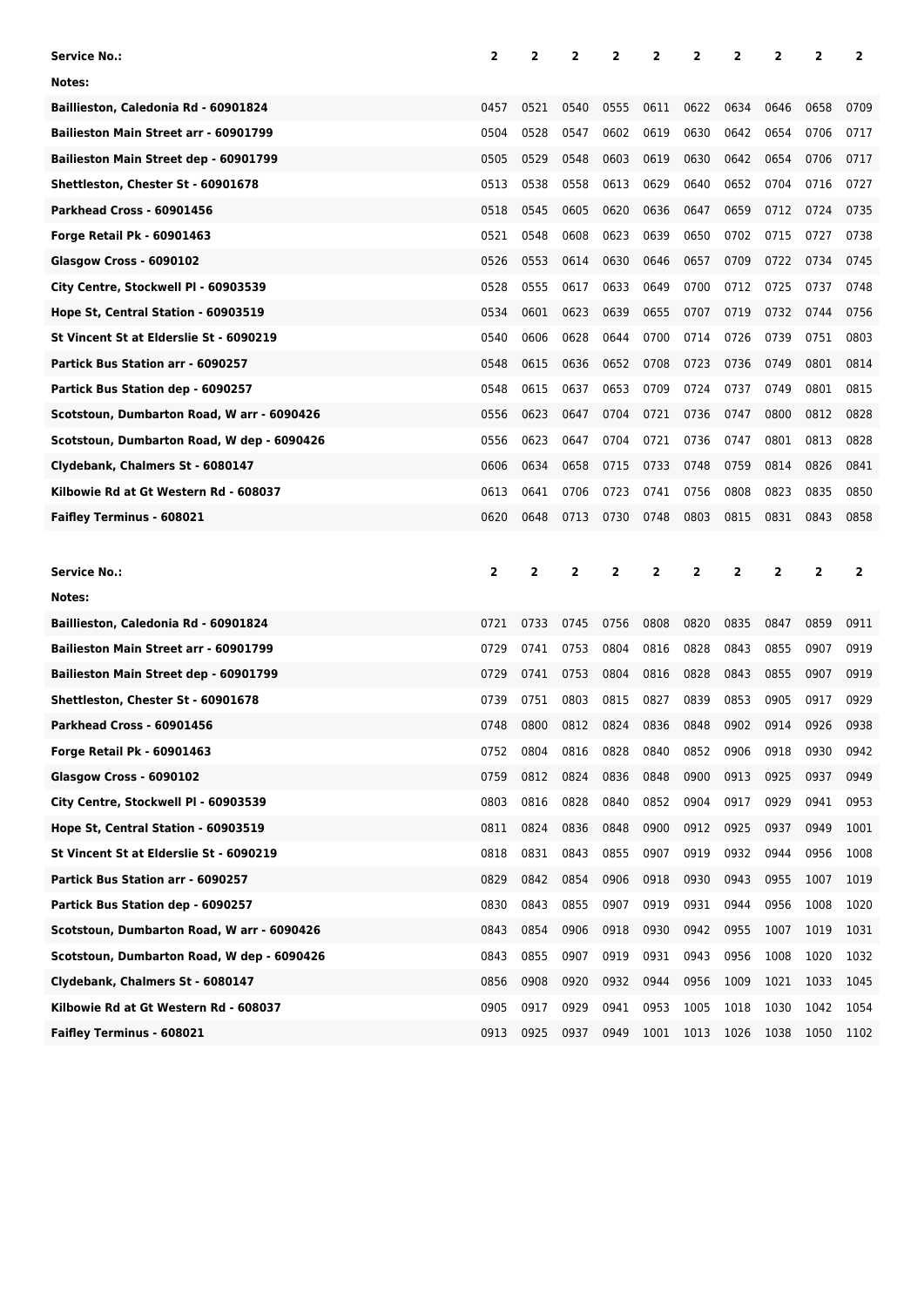| Service No.: | 2 | 2 | 2 | 2 | 2 | 2 | 2 | 2 | 2 | 2 |
|---|---|---|---|---|---|---|---|---|---|---|
| Notes: | | | | | | | | | | |
| Baillieston, Caledonia Rd - 60901824 | 0457 | 0521 | 0540 | 0555 | 0611 | 0622 | 0634 | 0646 | 0658 | 0709 |
| Baillieston Main Street arr - 60901799 | 0504 | 0528 | 0547 | 0602 | 0619 | 0630 | 0642 | 0654 | 0706 | 0717 |
| Baillieston Main Street dep - 60901799 | 0505 | 0529 | 0548 | 0603 | 0619 | 0630 | 0642 | 0654 | 0706 | 0717 |
| Shettleston, Chester St - 60901678 | 0513 | 0538 | 0558 | 0613 | 0629 | 0640 | 0652 | 0704 | 0716 | 0727 |
| Parkhead Cross - 60901456 | 0518 | 0545 | 0605 | 0620 | 0636 | 0647 | 0659 | 0712 | 0724 | 0735 |
| Forge Retail Pk - 60901463 | 0521 | 0548 | 0608 | 0623 | 0639 | 0650 | 0702 | 0715 | 0727 | 0738 |
| Glasgow Cross - 6090102 | 0526 | 0553 | 0614 | 0630 | 0646 | 0657 | 0709 | 0722 | 0734 | 0745 |
| City Centre, Stockwell Pl - 60903539 | 0528 | 0555 | 0617 | 0633 | 0649 | 0700 | 0712 | 0725 | 0737 | 0748 |
| Hope St, Central Station - 60903519 | 0534 | 0601 | 0623 | 0639 | 0655 | 0707 | 0719 | 0732 | 0744 | 0756 |
| St Vincent St at Elderslie St - 6090219 | 0540 | 0606 | 0628 | 0644 | 0700 | 0714 | 0726 | 0739 | 0751 | 0803 |
| Partick Bus Station arr - 6090257 | 0548 | 0615 | 0636 | 0652 | 0708 | 0723 | 0736 | 0749 | 0801 | 0814 |
| Partick Bus Station dep - 6090257 | 0548 | 0615 | 0637 | 0653 | 0709 | 0724 | 0737 | 0749 | 0801 | 0815 |
| Scotstoun, Dumbarton Road, W arr - 6090426 | 0556 | 0623 | 0647 | 0704 | 0721 | 0736 | 0747 | 0800 | 0812 | 0828 |
| Scotstoun, Dumbarton Road, W dep - 6090426 | 0556 | 0623 | 0647 | 0704 | 0721 | 0736 | 0747 | 0801 | 0813 | 0828 |
| Clydebank, Chalmers St - 6080147 | 0606 | 0634 | 0658 | 0715 | 0733 | 0748 | 0759 | 0814 | 0826 | 0841 |
| Kilbowie Rd at Gt Western Rd - 608037 | 0613 | 0641 | 0706 | 0723 | 0741 | 0756 | 0808 | 0823 | 0835 | 0850 |
| Faifley Terminus - 608021 | 0620 | 0648 | 0713 | 0730 | 0748 | 0803 | 0815 | 0831 | 0843 | 0858 |

| Service No.: | 2 | 2 | 2 | 2 | 2 | 2 | 2 | 2 | 2 | 2 |
|---|---|---|---|---|---|---|---|---|---|---|
| Notes: | | | | | | | | | | |
| Baillieston, Caledonia Rd - 60901824 | 0721 | 0733 | 0745 | 0756 | 0808 | 0820 | 0835 | 0847 | 0859 | 0911 |
| Baillieston Main Street arr - 60901799 | 0729 | 0741 | 0753 | 0804 | 0816 | 0828 | 0843 | 0855 | 0907 | 0919 |
| Baillieston Main Street dep - 60901799 | 0729 | 0741 | 0753 | 0804 | 0816 | 0828 | 0843 | 0855 | 0907 | 0919 |
| Shettleston, Chester St - 60901678 | 0739 | 0751 | 0803 | 0815 | 0827 | 0839 | 0853 | 0905 | 0917 | 0929 |
| Parkhead Cross - 60901456 | 0748 | 0800 | 0812 | 0824 | 0836 | 0848 | 0902 | 0914 | 0926 | 0938 |
| Forge Retail Pk - 60901463 | 0752 | 0804 | 0816 | 0828 | 0840 | 0852 | 0906 | 0918 | 0930 | 0942 |
| Glasgow Cross - 6090102 | 0759 | 0812 | 0824 | 0836 | 0848 | 0900 | 0913 | 0925 | 0937 | 0949 |
| City Centre, Stockwell Pl - 60903539 | 0803 | 0816 | 0828 | 0840 | 0852 | 0904 | 0917 | 0929 | 0941 | 0953 |
| Hope St, Central Station - 60903519 | 0811 | 0824 | 0836 | 0848 | 0900 | 0912 | 0925 | 0937 | 0949 | 1001 |
| St Vincent St at Elderslie St - 6090219 | 0818 | 0831 | 0843 | 0855 | 0907 | 0919 | 0932 | 0944 | 0956 | 1008 |
| Partick Bus Station arr - 6090257 | 0829 | 0842 | 0854 | 0906 | 0918 | 0930 | 0943 | 0955 | 1007 | 1019 |
| Partick Bus Station dep - 6090257 | 0830 | 0843 | 0855 | 0907 | 0919 | 0931 | 0944 | 0956 | 1008 | 1020 |
| Scotstoun, Dumbarton Road, W arr - 6090426 | 0843 | 0854 | 0906 | 0918 | 0930 | 0942 | 0955 | 1007 | 1019 | 1031 |
| Scotstoun, Dumbarton Road, W dep - 6090426 | 0843 | 0855 | 0907 | 0919 | 0931 | 0943 | 0956 | 1008 | 1020 | 1032 |
| Clydebank, Chalmers St - 6080147 | 0856 | 0908 | 0920 | 0932 | 0944 | 0956 | 1009 | 1021 | 1033 | 1045 |
| Kilbowie Rd at Gt Western Rd - 608037 | 0905 | 0917 | 0929 | 0941 | 0953 | 1005 | 1018 | 1030 | 1042 | 1054 |
| Faifley Terminus - 608021 | 0913 | 0925 | 0937 | 0949 | 1001 | 1013 | 1026 | 1038 | 1050 | 1102 |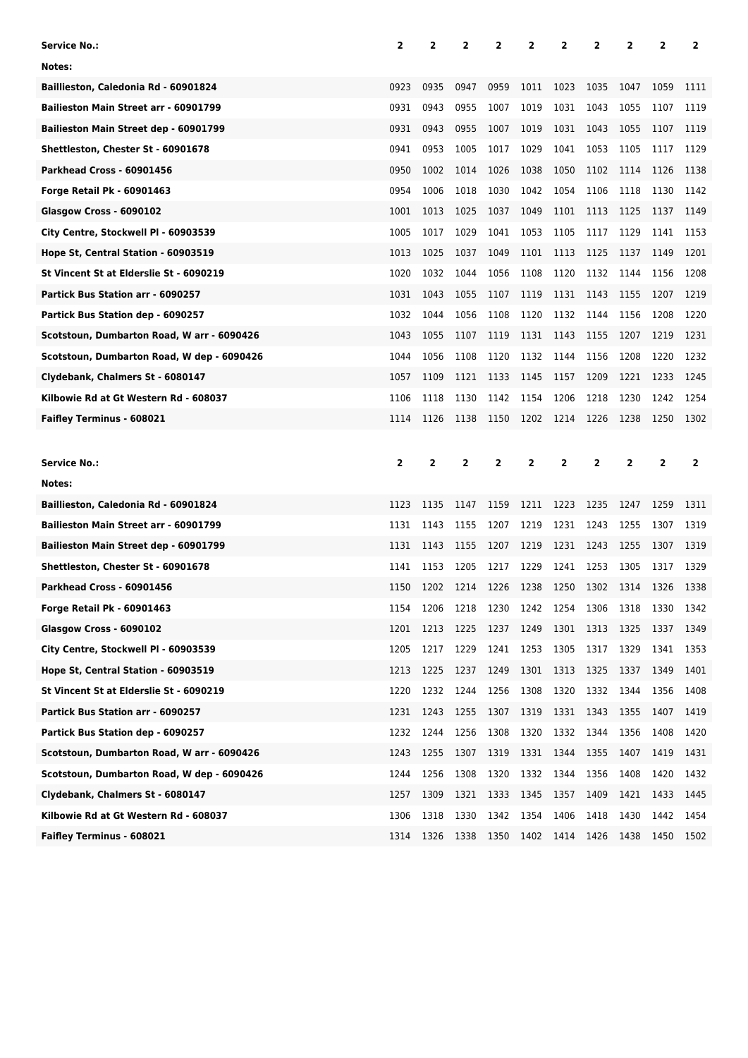| Service No.: | 2 | 2 | 2 | 2 | 2 | 2 | 2 | 2 | 2 | 2 |
|---|---|---|---|---|---|---|---|---|---|---|
| Notes: | | | | | | | | | | |
| Baillieston, Caledonia Rd - 60901824 | 0923 | 0935 | 0947 | 0959 | 1011 | 1023 | 1035 | 1047 | 1059 | 1111 |
| Bailieston Main Street arr - 60901799 | 0931 | 0943 | 0955 | 1007 | 1019 | 1031 | 1043 | 1055 | 1107 | 1119 |
| Bailieston Main Street dep - 60901799 | 0931 | 0943 | 0955 | 1007 | 1019 | 1031 | 1043 | 1055 | 1107 | 1119 |
| Shettleston, Chester St - 60901678 | 0941 | 0953 | 1005 | 1017 | 1029 | 1041 | 1053 | 1105 | 1117 | 1129 |
| Parkhead Cross - 60901456 | 0950 | 1002 | 1014 | 1026 | 1038 | 1050 | 1102 | 1114 | 1126 | 1138 |
| Forge Retail Pk - 60901463 | 0954 | 1006 | 1018 | 1030 | 1042 | 1054 | 1106 | 1118 | 1130 | 1142 |
| Glasgow Cross - 6090102 | 1001 | 1013 | 1025 | 1037 | 1049 | 1101 | 1113 | 1125 | 1137 | 1149 |
| City Centre, Stockwell Pl - 60903539 | 1005 | 1017 | 1029 | 1041 | 1053 | 1105 | 1117 | 1129 | 1141 | 1153 |
| Hope St, Central Station - 60903519 | 1013 | 1025 | 1037 | 1049 | 1101 | 1113 | 1125 | 1137 | 1149 | 1201 |
| St Vincent St at Elderslie St - 6090219 | 1020 | 1032 | 1044 | 1056 | 1108 | 1120 | 1132 | 1144 | 1156 | 1208 |
| Partick Bus Station arr - 6090257 | 1031 | 1043 | 1055 | 1107 | 1119 | 1131 | 1143 | 1155 | 1207 | 1219 |
| Partick Bus Station dep - 6090257 | 1032 | 1044 | 1056 | 1108 | 1120 | 1132 | 1144 | 1156 | 1208 | 1220 |
| Scotstoun, Dumbarton Road, W arr - 6090426 | 1043 | 1055 | 1107 | 1119 | 1131 | 1143 | 1155 | 1207 | 1219 | 1231 |
| Scotstoun, Dumbarton Road, W dep - 6090426 | 1044 | 1056 | 1108 | 1120 | 1132 | 1144 | 1156 | 1208 | 1220 | 1232 |
| Clydebank, Chalmers St - 6080147 | 1057 | 1109 | 1121 | 1133 | 1145 | 1157 | 1209 | 1221 | 1233 | 1245 |
| Kilbowie Rd at Gt Western Rd - 608037 | 1106 | 1118 | 1130 | 1142 | 1154 | 1206 | 1218 | 1230 | 1242 | 1254 |
| Faifley Terminus - 608021 | 1114 | 1126 | 1138 | 1150 | 1202 | 1214 | 1226 | 1238 | 1250 | 1302 |

| Service No.: | 2 | 2 | 2 | 2 | 2 | 2 | 2 | 2 | 2 | 2 |
|---|---|---|---|---|---|---|---|---|---|---|
| Notes: | | | | | | | | | | |
| Baillieston, Caledonia Rd - 60901824 | 1123 | 1135 | 1147 | 1159 | 1211 | 1223 | 1235 | 1247 | 1259 | 1311 |
| Bailieston Main Street arr - 60901799 | 1131 | 1143 | 1155 | 1207 | 1219 | 1231 | 1243 | 1255 | 1307 | 1319 |
| Bailieston Main Street dep - 60901799 | 1131 | 1143 | 1155 | 1207 | 1219 | 1231 | 1243 | 1255 | 1307 | 1319 |
| Shettleston, Chester St - 60901678 | 1141 | 1153 | 1205 | 1217 | 1229 | 1241 | 1253 | 1305 | 1317 | 1329 |
| Parkhead Cross - 60901456 | 1150 | 1202 | 1214 | 1226 | 1238 | 1250 | 1302 | 1314 | 1326 | 1338 |
| Forge Retail Pk - 60901463 | 1154 | 1206 | 1218 | 1230 | 1242 | 1254 | 1306 | 1318 | 1330 | 1342 |
| Glasgow Cross - 6090102 | 1201 | 1213 | 1225 | 1237 | 1249 | 1301 | 1313 | 1325 | 1337 | 1349 |
| City Centre, Stockwell Pl - 60903539 | 1205 | 1217 | 1229 | 1241 | 1253 | 1305 | 1317 | 1329 | 1341 | 1353 |
| Hope St, Central Station - 60903519 | 1213 | 1225 | 1237 | 1249 | 1301 | 1313 | 1325 | 1337 | 1349 | 1401 |
| St Vincent St at Elderslie St - 6090219 | 1220 | 1232 | 1244 | 1256 | 1308 | 1320 | 1332 | 1344 | 1356 | 1408 |
| Partick Bus Station arr - 6090257 | 1231 | 1243 | 1255 | 1307 | 1319 | 1331 | 1343 | 1355 | 1407 | 1419 |
| Partick Bus Station dep - 6090257 | 1232 | 1244 | 1256 | 1308 | 1320 | 1332 | 1344 | 1356 | 1408 | 1420 |
| Scotstoun, Dumbarton Road, W arr - 6090426 | 1243 | 1255 | 1307 | 1319 | 1331 | 1344 | 1355 | 1407 | 1419 | 1431 |
| Scotstoun, Dumbarton Road, W dep - 6090426 | 1244 | 1256 | 1308 | 1320 | 1332 | 1344 | 1356 | 1408 | 1420 | 1432 |
| Clydebank, Chalmers St - 6080147 | 1257 | 1309 | 1321 | 1333 | 1345 | 1357 | 1409 | 1421 | 1433 | 1445 |
| Kilbowie Rd at Gt Western Rd - 608037 | 1306 | 1318 | 1330 | 1342 | 1354 | 1406 | 1418 | 1430 | 1442 | 1454 |
| Faifley Terminus - 608021 | 1314 | 1326 | 1338 | 1350 | 1402 | 1414 | 1426 | 1438 | 1450 | 1502 |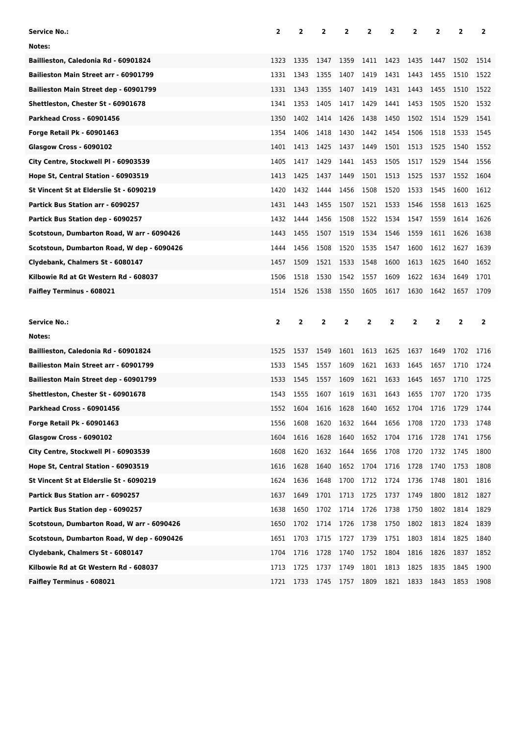| Service No.: | 2 | 2 | 2 | 2 | 2 | 2 | 2 | 2 | 2 | 2 |
|---|---|---|---|---|---|---|---|---|---|---|
| Notes: | | | | | | | | | | |
| Baillieston, Caledonia Rd - 60901824 | 1323 | 1335 | 1347 | 1359 | 1411 | 1423 | 1435 | 1447 | 1502 | 1514 |
| Bailieston Main Street arr - 60901799 | 1331 | 1343 | 1355 | 1407 | 1419 | 1431 | 1443 | 1455 | 1510 | 1522 |
| Bailieston Main Street dep - 60901799 | 1331 | 1343 | 1355 | 1407 | 1419 | 1431 | 1443 | 1455 | 1510 | 1522 |
| Shettleston, Chester St - 60901678 | 1341 | 1353 | 1405 | 1417 | 1429 | 1441 | 1453 | 1505 | 1520 | 1532 |
| Parkhead Cross - 60901456 | 1350 | 1402 | 1414 | 1426 | 1438 | 1450 | 1502 | 1514 | 1529 | 1541 |
| Forge Retail Pk - 60901463 | 1354 | 1406 | 1418 | 1430 | 1442 | 1454 | 1506 | 1518 | 1533 | 1545 |
| Glasgow Cross - 6090102 | 1401 | 1413 | 1425 | 1437 | 1449 | 1501 | 1513 | 1525 | 1540 | 1552 |
| City Centre, Stockwell Pl - 60903539 | 1405 | 1417 | 1429 | 1441 | 1453 | 1505 | 1517 | 1529 | 1544 | 1556 |
| Hope St, Central Station - 60903519 | 1413 | 1425 | 1437 | 1449 | 1501 | 1513 | 1525 | 1537 | 1552 | 1604 |
| St Vincent St at Elderslie St - 6090219 | 1420 | 1432 | 1444 | 1456 | 1508 | 1520 | 1533 | 1545 | 1600 | 1612 |
| Partick Bus Station arr - 6090257 | 1431 | 1443 | 1455 | 1507 | 1521 | 1533 | 1546 | 1558 | 1613 | 1625 |
| Partick Bus Station dep - 6090257 | 1432 | 1444 | 1456 | 1508 | 1522 | 1534 | 1547 | 1559 | 1614 | 1626 |
| Scotstoun, Dumbarton Road, W arr - 6090426 | 1443 | 1455 | 1507 | 1519 | 1534 | 1546 | 1559 | 1611 | 1626 | 1638 |
| Scotstoun, Dumbarton Road, W dep - 6090426 | 1444 | 1456 | 1508 | 1520 | 1535 | 1547 | 1600 | 1612 | 1627 | 1639 |
| Clydebank, Chalmers St - 6080147 | 1457 | 1509 | 1521 | 1533 | 1548 | 1600 | 1613 | 1625 | 1640 | 1652 |
| Kilbowie Rd at Gt Western Rd - 608037 | 1506 | 1518 | 1530 | 1542 | 1557 | 1609 | 1622 | 1634 | 1649 | 1701 |
| Faifley Terminus - 608021 | 1514 | 1526 | 1538 | 1550 | 1605 | 1617 | 1630 | 1642 | 1657 | 1709 |

| Service No.: | 2 | 2 | 2 | 2 | 2 | 2 | 2 | 2 | 2 | 2 |
|---|---|---|---|---|---|---|---|---|---|---|
| Notes: | | | | | | | | | | |
| Baillieston, Caledonia Rd - 60901824 | 1525 | 1537 | 1549 | 1601 | 1613 | 1625 | 1637 | 1649 | 1702 | 1716 |
| Bailieston Main Street arr - 60901799 | 1533 | 1545 | 1557 | 1609 | 1621 | 1633 | 1645 | 1657 | 1710 | 1724 |
| Bailieston Main Street dep - 60901799 | 1533 | 1545 | 1557 | 1609 | 1621 | 1633 | 1645 | 1657 | 1710 | 1725 |
| Shettleston, Chester St - 60901678 | 1543 | 1555 | 1607 | 1619 | 1631 | 1643 | 1655 | 1707 | 1720 | 1735 |
| Parkhead Cross - 60901456 | 1552 | 1604 | 1616 | 1628 | 1640 | 1652 | 1704 | 1716 | 1729 | 1744 |
| Forge Retail Pk - 60901463 | 1556 | 1608 | 1620 | 1632 | 1644 | 1656 | 1708 | 1720 | 1733 | 1748 |
| Glasgow Cross - 6090102 | 1604 | 1616 | 1628 | 1640 | 1652 | 1704 | 1716 | 1728 | 1741 | 1756 |
| City Centre, Stockwell Pl - 60903539 | 1608 | 1620 | 1632 | 1644 | 1656 | 1708 | 1720 | 1732 | 1745 | 1800 |
| Hope St, Central Station - 60903519 | 1616 | 1628 | 1640 | 1652 | 1704 | 1716 | 1728 | 1740 | 1753 | 1808 |
| St Vincent St at Elderslie St - 6090219 | 1624 | 1636 | 1648 | 1700 | 1712 | 1724 | 1736 | 1748 | 1801 | 1816 |
| Partick Bus Station arr - 6090257 | 1637 | 1649 | 1701 | 1713 | 1725 | 1737 | 1749 | 1800 | 1812 | 1827 |
| Partick Bus Station dep - 6090257 | 1638 | 1650 | 1702 | 1714 | 1726 | 1738 | 1750 | 1802 | 1814 | 1829 |
| Scotstoun, Dumbarton Road, W arr - 6090426 | 1650 | 1702 | 1714 | 1726 | 1738 | 1750 | 1802 | 1813 | 1824 | 1839 |
| Scotstoun, Dumbarton Road, W dep - 6090426 | 1651 | 1703 | 1715 | 1727 | 1739 | 1751 | 1803 | 1814 | 1825 | 1840 |
| Clydebank, Chalmers St - 6080147 | 1704 | 1716 | 1728 | 1740 | 1752 | 1804 | 1816 | 1826 | 1837 | 1852 |
| Kilbowie Rd at Gt Western Rd - 608037 | 1713 | 1725 | 1737 | 1749 | 1801 | 1813 | 1825 | 1835 | 1845 | 1900 |
| Faifley Terminus - 608021 | 1721 | 1733 | 1745 | 1757 | 1809 | 1821 | 1833 | 1843 | 1853 | 1908 |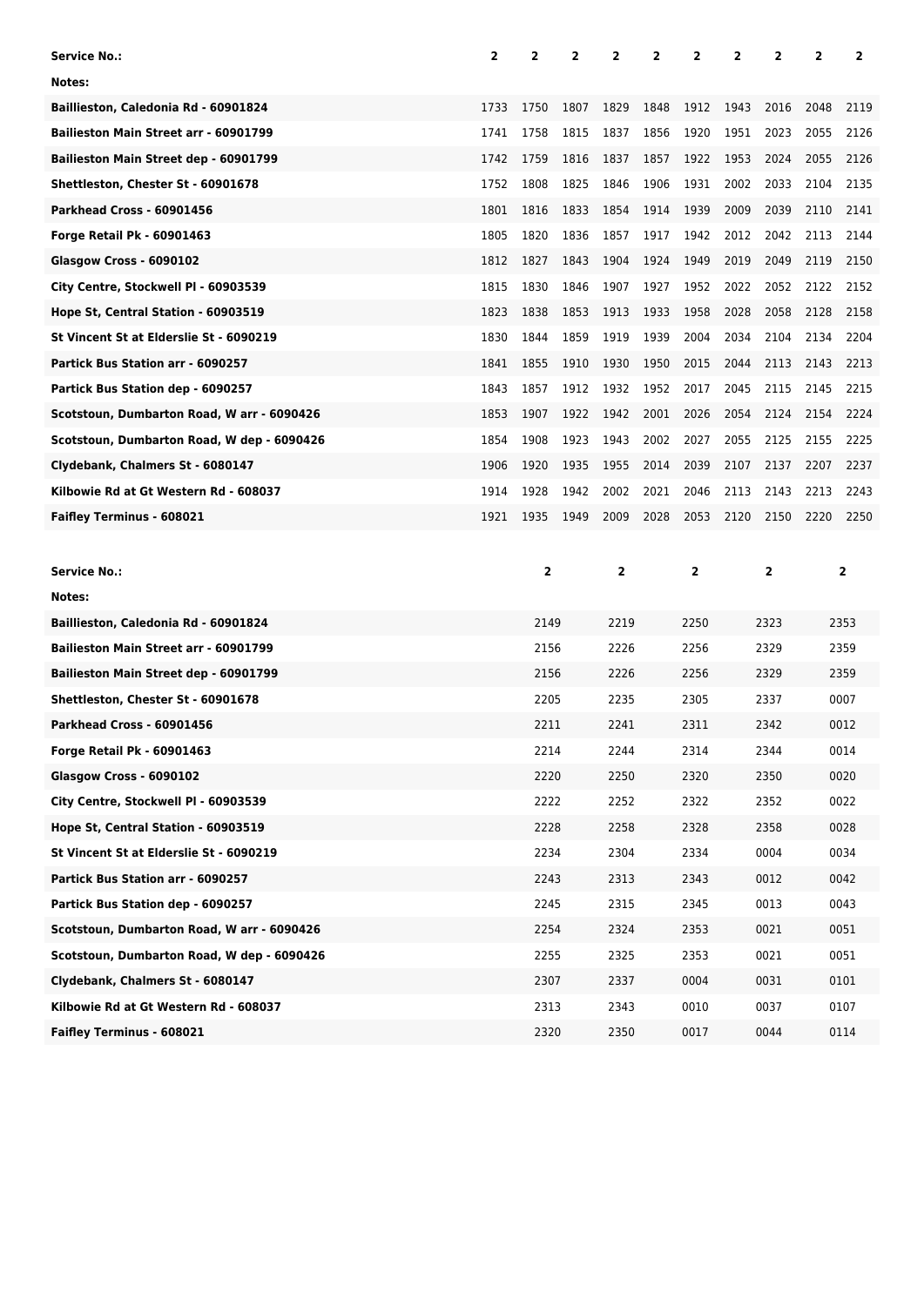| Service No.: | 2 | 2 | 2 | 2 | 2 | 2 | 2 | 2 | 2 | 2 |
|---|---|---|---|---|---|---|---|---|---|---|
| Notes: | | | | | | | | | | |
| Baillieston, Caledonia Rd - 60901824 | 1733 | 1750 | 1807 | 1829 | 1848 | 1912 | 1943 | 2016 | 2048 | 2119 |
| Bailieston Main Street arr - 60901799 | 1741 | 1758 | 1815 | 1837 | 1856 | 1920 | 1951 | 2023 | 2055 | 2126 |
| Bailieston Main Street dep - 60901799 | 1742 | 1759 | 1816 | 1837 | 1857 | 1922 | 1953 | 2024 | 2055 | 2126 |
| Shettleston, Chester St - 60901678 | 1752 | 1808 | 1825 | 1846 | 1906 | 1931 | 2002 | 2033 | 2104 | 2135 |
| Parkhead Cross - 60901456 | 1801 | 1816 | 1833 | 1854 | 1914 | 1939 | 2009 | 2039 | 2110 | 2141 |
| Forge Retail Pk - 60901463 | 1805 | 1820 | 1836 | 1857 | 1917 | 1942 | 2012 | 2042 | 2113 | 2144 |
| Glasgow Cross - 6090102 | 1812 | 1827 | 1843 | 1904 | 1924 | 1949 | 2019 | 2049 | 2119 | 2150 |
| City Centre, Stockwell Pl - 60903539 | 1815 | 1830 | 1846 | 1907 | 1927 | 1952 | 2022 | 2052 | 2122 | 2152 |
| Hope St, Central Station - 60903519 | 1823 | 1838 | 1853 | 1913 | 1933 | 1958 | 2028 | 2058 | 2128 | 2158 |
| St Vincent St at Elderslie St - 6090219 | 1830 | 1844 | 1859 | 1919 | 1939 | 2004 | 2034 | 2104 | 2134 | 2204 |
| Partick Bus Station arr - 6090257 | 1841 | 1855 | 1910 | 1930 | 1950 | 2015 | 2044 | 2113 | 2143 | 2213 |
| Partick Bus Station dep - 6090257 | 1843 | 1857 | 1912 | 1932 | 1952 | 2017 | 2045 | 2115 | 2145 | 2215 |
| Scotstoun, Dumbarton Road, W arr - 6090426 | 1853 | 1907 | 1922 | 1942 | 2001 | 2026 | 2054 | 2124 | 2154 | 2224 |
| Scotstoun, Dumbarton Road, W dep - 6090426 | 1854 | 1908 | 1923 | 1943 | 2002 | 2027 | 2055 | 2125 | 2155 | 2225 |
| Clydebank, Chalmers St - 6080147 | 1906 | 1920 | 1935 | 1955 | 2014 | 2039 | 2107 | 2137 | 2207 | 2237 |
| Kilbowie Rd at Gt Western Rd - 608037 | 1914 | 1928 | 1942 | 2002 | 2021 | 2046 | 2113 | 2143 | 2213 | 2243 |
| Faifley Terminus - 608021 | 1921 | 1935 | 1949 | 2009 | 2028 | 2053 | 2120 | 2150 | 2220 | 2250 |

| Service No.: | 2 | 2 | 2 | 2 | 2 |
|---|---|---|---|---|---|
| Notes: | | | | | |
| Baillieston, Caledonia Rd - 60901824 | 2149 | 2219 | 2250 | 2323 | 2353 |
| Bailieston Main Street arr - 60901799 | 2156 | 2226 | 2256 | 2329 | 2359 |
| Bailieston Main Street dep - 60901799 | 2156 | 2226 | 2256 | 2329 | 2359 |
| Shettleston, Chester St - 60901678 | 2205 | 2235 | 2305 | 2337 | 0007 |
| Parkhead Cross - 60901456 | 2211 | 2241 | 2311 | 2342 | 0012 |
| Forge Retail Pk - 60901463 | 2214 | 2244 | 2314 | 2344 | 0014 |
| Glasgow Cross - 6090102 | 2220 | 2250 | 2320 | 2350 | 0020 |
| City Centre, Stockwell Pl - 60903539 | 2222 | 2252 | 2322 | 2352 | 0022 |
| Hope St, Central Station - 60903519 | 2228 | 2258 | 2328 | 2358 | 0028 |
| St Vincent St at Elderslie St - 6090219 | 2234 | 2304 | 2334 | 0004 | 0034 |
| Partick Bus Station arr - 6090257 | 2243 | 2313 | 2343 | 0012 | 0042 |
| Partick Bus Station dep - 6090257 | 2245 | 2315 | 2345 | 0013 | 0043 |
| Scotstoun, Dumbarton Road, W arr - 6090426 | 2254 | 2324 | 2353 | 0021 | 0051 |
| Scotstoun, Dumbarton Road, W dep - 6090426 | 2255 | 2325 | 2353 | 0021 | 0051 |
| Clydebank, Chalmers St - 6080147 | 2307 | 2337 | 0004 | 0031 | 0101 |
| Kilbowie Rd at Gt Western Rd - 608037 | 2313 | 2343 | 0010 | 0037 | 0107 |
| Faifley Terminus - 608021 | 2320 | 2350 | 0017 | 0044 | 0114 |